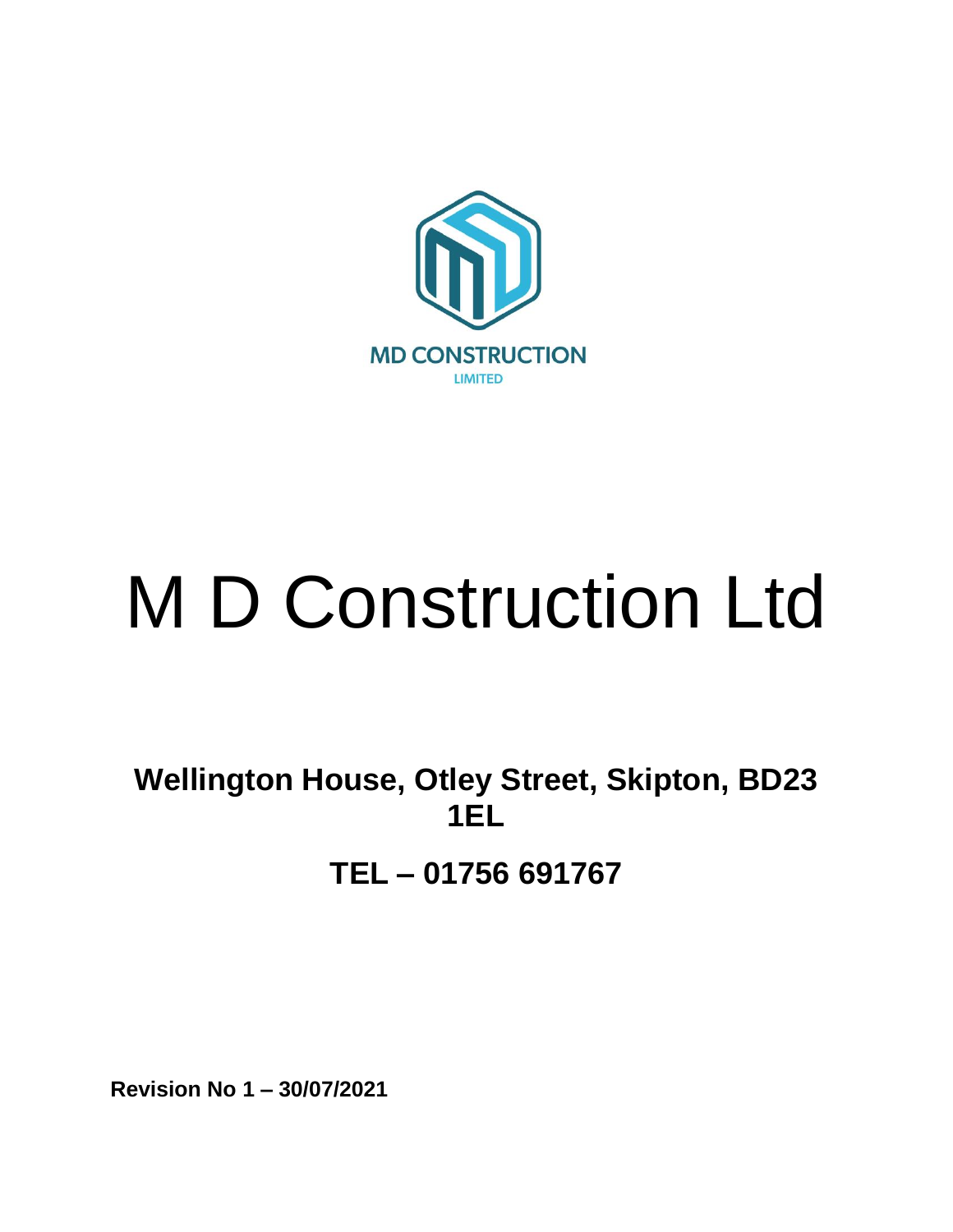MD CONSTRUCTION
LIMITED

# M D Construction Ltd

**Wellington House, Otley Street, Skipton, BD23 1EL**

**TEL – 01756 691767**

**Revision No 1 – 30/07/2021**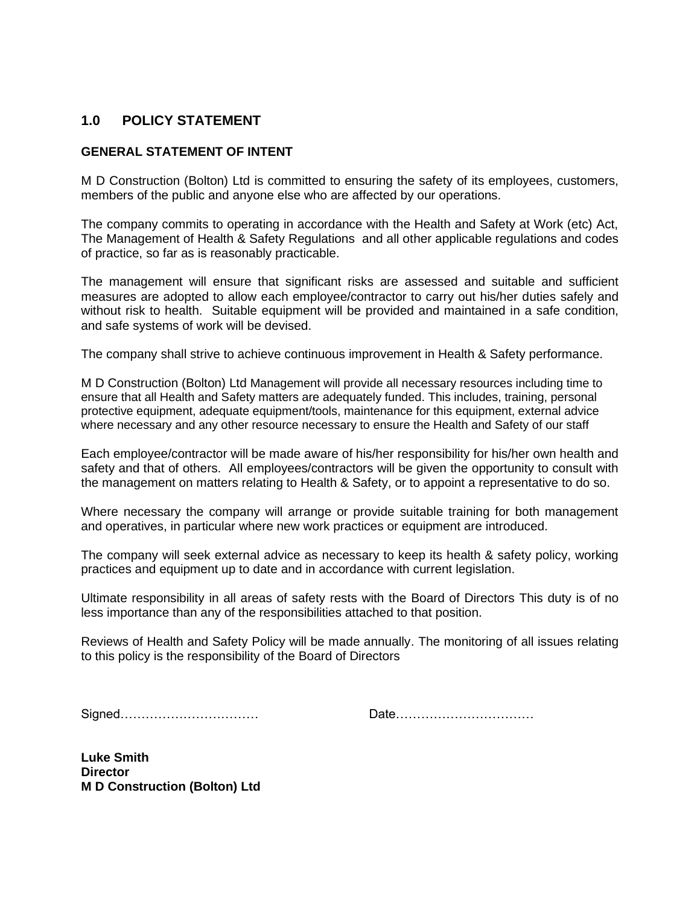## 1.0 POLICY STATEMENT

### GENERAL STATEMENT OF INTENT

M D Construction (Bolton) Ltd is committed to ensuring the safety of its employees, customers, members of the public and anyone else who are affected by our operations.

The company commits to operating in accordance with the Health and Safety at Work (etc) Act, The Management of Health & Safety Regulations and all other applicable regulations and codes of practice, so far as is reasonably practicable.

The management will ensure that significant risks are assessed and suitable and sufficient measures are adopted to allow each employee/contractor to carry out his/her duties safely and without risk to health. Suitable equipment will be provided and maintained in a safe condition, and safe systems of work will be devised.

The company shall strive to achieve continuous improvement in Health & Safety performance.

M D Construction (Bolton) Ltd Management will provide all necessary resources including time to ensure that all Health and Safety matters are adequately funded. This includes, training, personal protective equipment, adequate equipment/tools, maintenance for this equipment, external advice where necessary and any other resource necessary to ensure the Health and Safety of our staff

Each employee/contractor will be made aware of his/her responsibility for his/her own health and safety and that of others. All employees/contractors will be given the opportunity to consult with the management on matters relating to Health & Safety, or to appoint a representative to do so.

Where necessary the company will arrange or provide suitable training for both management and operatives, in particular where new work practices or equipment are introduced.

The company will seek external advice as necessary to keep its health & safety policy, working practices and equipment up to date and in accordance with current legislation.

Ultimate responsibility in all areas of safety rests with the Board of Directors This duty is of no less importance than any of the responsibilities attached to that position.

Reviews of Health and Safety Policy will be made annually. The monitoring of all issues relating to this policy is the responsibility of the Board of Directors

Signed…………………………… Date……………………………

**Luke Smith**
**Director**
**M D Construction (Bolton) Ltd**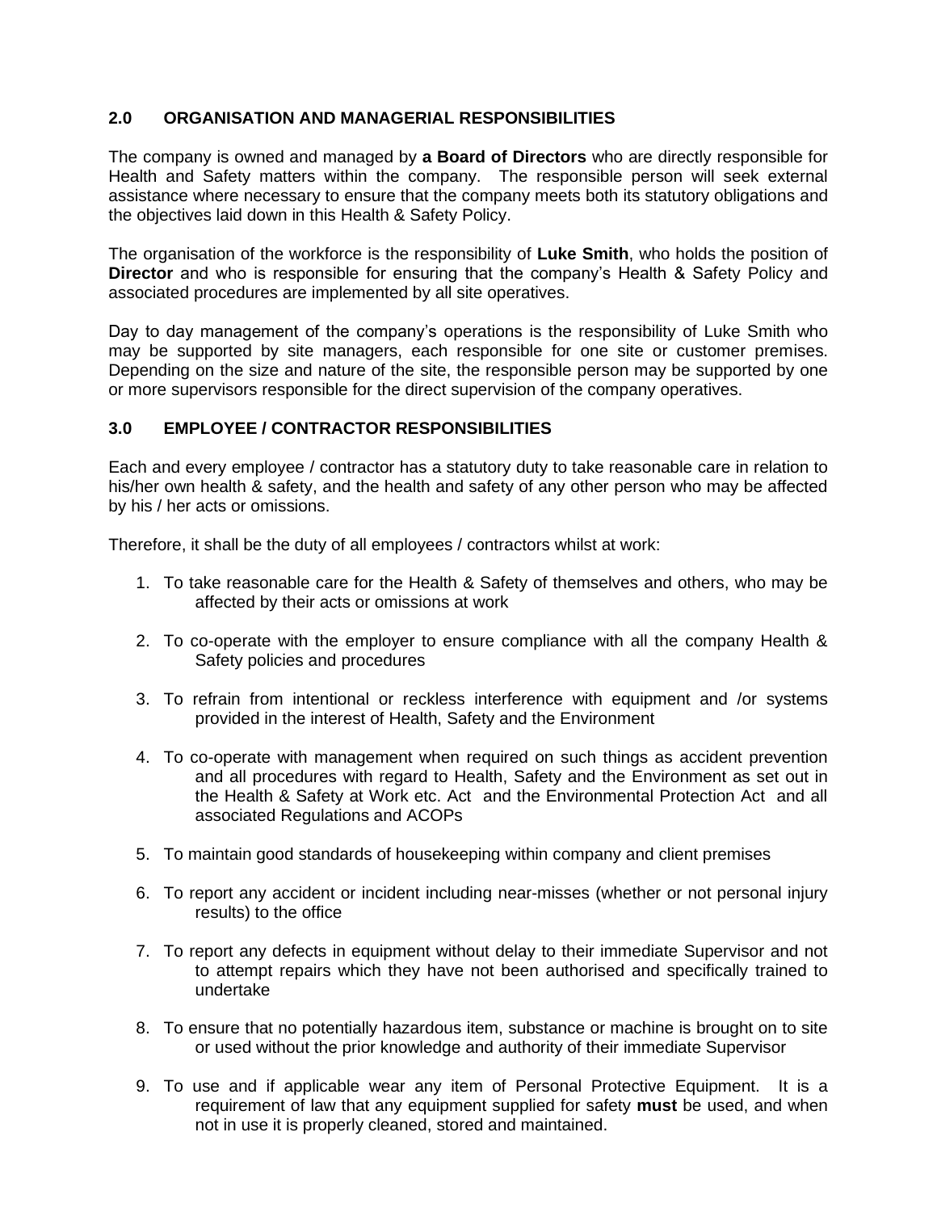## 2.0 ORGANISATION AND MANAGERIAL RESPONSIBILITIES

The company is owned and managed by **a Board of Directors** who are directly responsible for Health and Safety matters within the company. The responsible person will seek external assistance where necessary to ensure that the company meets both its statutory obligations and the objectives laid down in this Health & Safety Policy.

The organisation of the workforce is the responsibility of **Luke Smith**, who holds the position of **Director** and who is responsible for ensuring that the company's Health & Safety Policy and associated procedures are implemented by all site operatives.

Day to day management of the company's operations is the responsibility of Luke Smith who may be supported by site managers, each responsible for one site or customer premises. Depending on the size and nature of the site, the responsible person may be supported by one or more supervisors responsible for the direct supervision of the company operatives.

## 3.0 EMPLOYEE / CONTRACTOR RESPONSIBILITIES

Each and every employee / contractor has a statutory duty to take reasonable care in relation to his/her own health & safety, and the health and safety of any other person who may be affected by his / her acts or omissions.

Therefore, it shall be the duty of all employees / contractors whilst at work:

1. To take reasonable care for the Health & Safety of themselves and others, who may be affected by their acts or omissions at work
2. To co-operate with the employer to ensure compliance with all the company Health & Safety policies and procedures
3. To refrain from intentional or reckless interference with equipment and /or systems provided in the interest of Health, Safety and the Environment
4. To co-operate with management when required on such things as accident prevention and all procedures with regard to Health, Safety and the Environment as set out in the Health & Safety at Work etc. Act and the Environmental Protection Act and all associated Regulations and ACOPs
5. To maintain good standards of housekeeping within company and client premises
6. To report any accident or incident including near-misses (whether or not personal injury results) to the office
7. To report any defects in equipment without delay to their immediate Supervisor and not to attempt repairs which they have not been authorised and specifically trained to undertake
8. To ensure that no potentially hazardous item, substance or machine is brought on to site or used without the prior knowledge and authority of their immediate Supervisor
9. To use and if applicable wear any item of Personal Protective Equipment. It is a requirement of law that any equipment supplied for safety **must** be used, and when not in use it is properly cleaned, stored and maintained.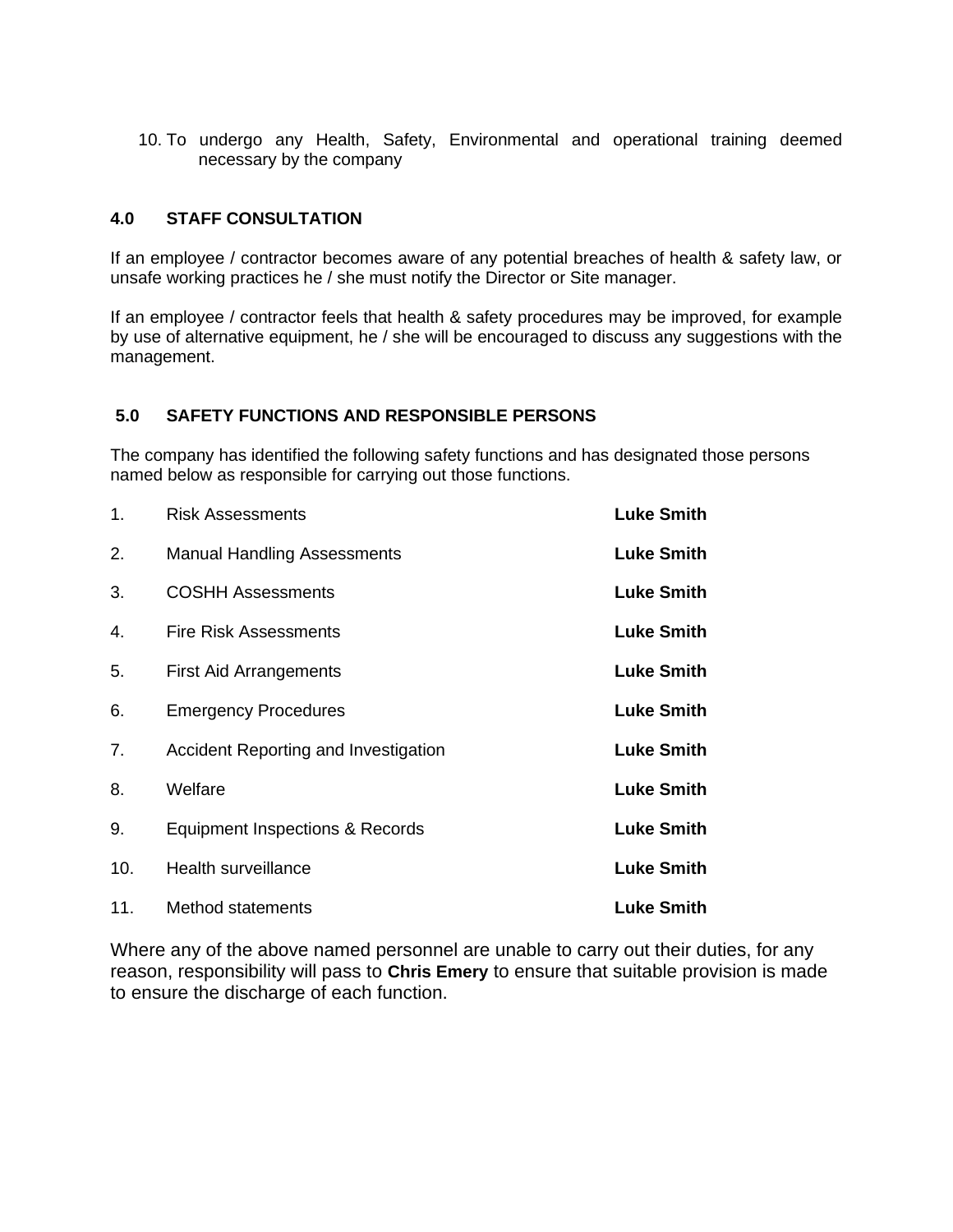10. To undergo any Health, Safety, Environmental and operational training deemed necessary by the company

## 4.0 STAFF CONSULTATION

If an employee / contractor becomes aware of any potential breaches of health & safety law, or unsafe working practices he / she must notify the Director or Site manager.

If an employee / contractor feels that health & safety procedures may be improved, for example by use of alternative equipment, he / she will be encouraged to discuss any suggestions with the management.

## 5.0 SAFETY FUNCTIONS AND RESPONSIBLE PERSONS

The company has identified the following safety functions and has designated those persons named below as responsible for carrying out those functions.

| | Function | Responsible Person |
|---|---|---|
| 1. | Risk Assessments | **Luke Smith** |
| 2. | Manual Handling Assessments | **Luke Smith** |
| 3. | COSHH Assessments | **Luke Smith** |
| 4. | Fire Risk Assessments | **Luke Smith** |
| 5. | First Aid Arrangements | **Luke Smith** |
| 6. | Emergency Procedures | **Luke Smith** |
| 7. | Accident Reporting and Investigation | **Luke Smith** |
| 8. | Welfare | **Luke Smith** |
| 9. | Equipment Inspections & Records | **Luke Smith** |
| 10. | Health surveillance | **Luke Smith** |
| 11. | Method statements | **Luke Smith** |

Where any of the above named personnel are unable to carry out their duties, for any reason, responsibility will pass to **Chris Emery** to ensure that suitable provision is made to ensure the discharge of each function.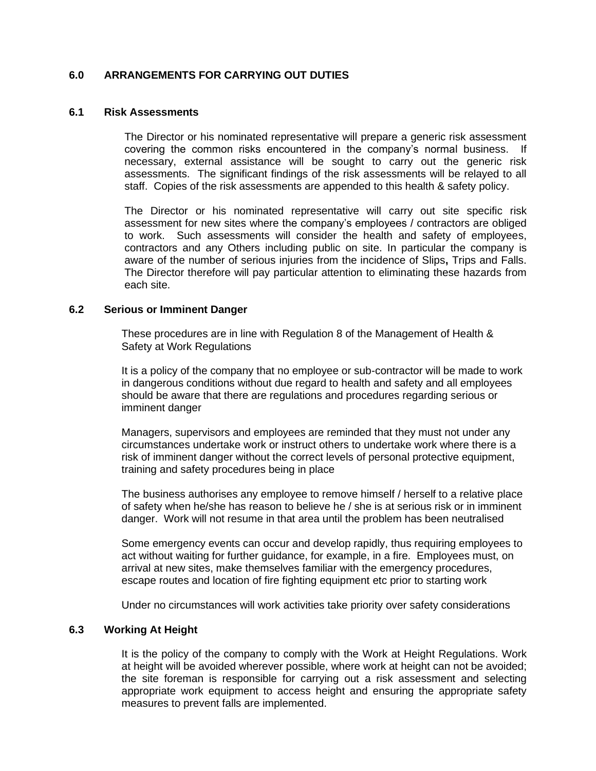## 6.0 ARRANGEMENTS FOR CARRYING OUT DUTIES

### 6.1 Risk Assessments

The Director or his nominated representative will prepare a generic risk assessment covering the common risks encountered in the company's normal business. If necessary, external assistance will be sought to carry out the generic risk assessments. The significant findings of the risk assessments will be relayed to all staff. Copies of the risk assessments are appended to this health & safety policy.

The Director or his nominated representative will carry out site specific risk assessment for new sites where the company's employees / contractors are obliged to work. Such assessments will consider the health and safety of employees, contractors and any Others including public on site. In particular the company is aware of the number of serious injuries from the incidence of Slips**,** Trips and Falls. The Director therefore will pay particular attention to eliminating these hazards from each site.

### 6.2 Serious or Imminent Danger

These procedures are in line with Regulation 8 of the Management of Health & Safety at Work Regulations

It is a policy of the company that no employee or sub-contractor will be made to work in dangerous conditions without due regard to health and safety and all employees should be aware that there are regulations and procedures regarding serious or imminent danger

Managers, supervisors and employees are reminded that they must not under any circumstances undertake work or instruct others to undertake work where there is a risk of imminent danger without the correct levels of personal protective equipment, training and safety procedures being in place

The business authorises any employee to remove himself / herself to a relative place of safety when he/she has reason to believe he / she is at serious risk or in imminent danger. Work will not resume in that area until the problem has been neutralised

Some emergency events can occur and develop rapidly, thus requiring employees to act without waiting for further guidance, for example, in a fire. Employees must, on arrival at new sites, make themselves familiar with the emergency procedures, escape routes and location of fire fighting equipment etc prior to starting work

Under no circumstances will work activities take priority over safety considerations

### 6.3 Working At Height

It is the policy of the company to comply with the Work at Height Regulations. Work at height will be avoided wherever possible, where work at height can not be avoided; the site foreman is responsible for carrying out a risk assessment and selecting appropriate work equipment to access height and ensuring the appropriate safety measures to prevent falls are implemented.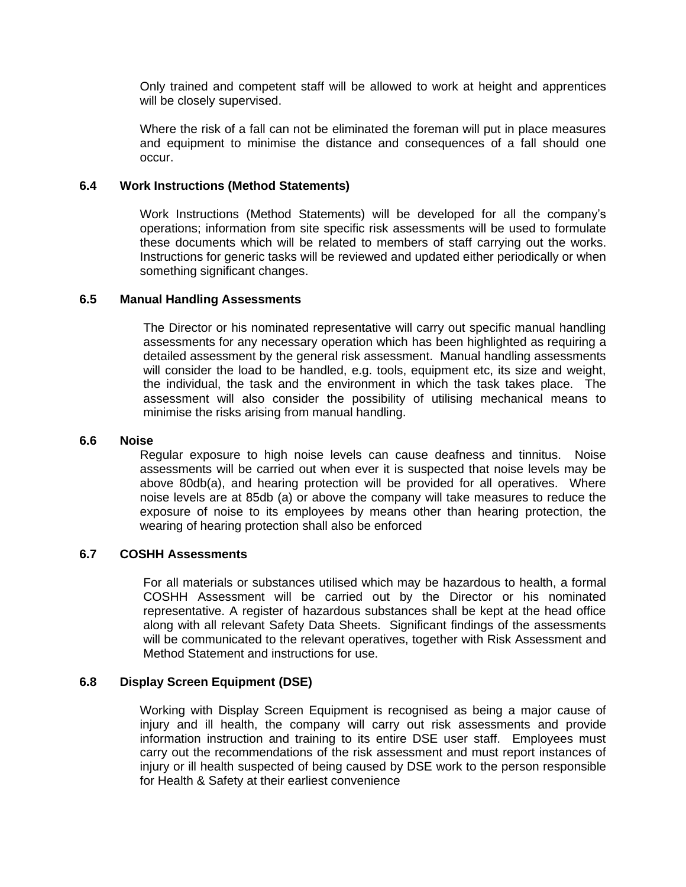Only trained and competent staff will be allowed to work at height and apprentices will be closely supervised.

Where the risk of a fall can not be eliminated the foreman will put in place measures and equipment to minimise the distance and consequences of a fall should one occur.

### 6.4 Work Instructions (Method Statements)

Work Instructions (Method Statements) will be developed for all the company's operations; information from site specific risk assessments will be used to formulate these documents which will be related to members of staff carrying out the works. Instructions for generic tasks will be reviewed and updated either periodically or when something significant changes.

### 6.5 Manual Handling Assessments

The Director or his nominated representative will carry out specific manual handling assessments for any necessary operation which has been highlighted as requiring a detailed assessment by the general risk assessment. Manual handling assessments will consider the load to be handled, e.g. tools, equipment etc, its size and weight, the individual, the task and the environment in which the task takes place. The assessment will also consider the possibility of utilising mechanical means to minimise the risks arising from manual handling.

### 6.6 Noise

Regular exposure to high noise levels can cause deafness and tinnitus. Noise assessments will be carried out when ever it is suspected that noise levels may be above 80db(a), and hearing protection will be provided for all operatives. Where noise levels are at 85db (a) or above the company will take measures to reduce the exposure of noise to its employees by means other than hearing protection, the wearing of hearing protection shall also be enforced

### 6.7 COSHH Assessments

For all materials or substances utilised which may be hazardous to health, a formal COSHH Assessment will be carried out by the Director or his nominated representative. A register of hazardous substances shall be kept at the head office along with all relevant Safety Data Sheets. Significant findings of the assessments will be communicated to the relevant operatives, together with Risk Assessment and Method Statement and instructions for use.

### 6.8 Display Screen Equipment (DSE)

Working with Display Screen Equipment is recognised as being a major cause of injury and ill health, the company will carry out risk assessments and provide information instruction and training to its entire DSE user staff. Employees must carry out the recommendations of the risk assessment and must report instances of injury or ill health suspected of being caused by DSE work to the person responsible for Health & Safety at their earliest convenience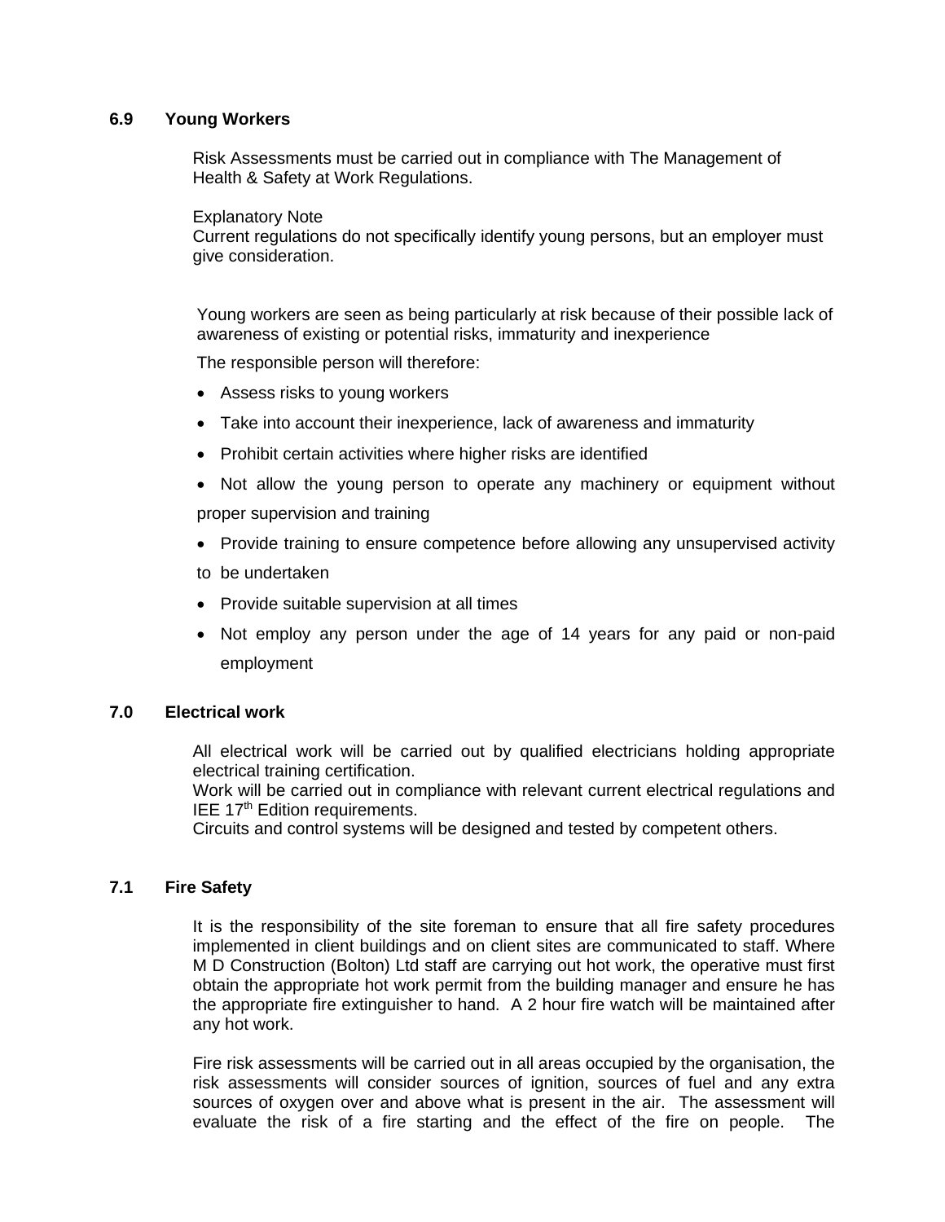## 6.9 Young Workers

Risk Assessments must be carried out in compliance with The Management of Health & Safety at Work Regulations.

Explanatory Note
Current regulations do not specifically identify young persons, but an employer must give consideration.

Young workers are seen as being particularly at risk because of their possible lack of awareness of existing or potential risks, immaturity and inexperience

The responsible person will therefore:

- Assess risks to young workers
- Take into account their inexperience, lack of awareness and immaturity
- Prohibit certain activities where higher risks are identified
- Not allow the young person to operate any machinery or equipment without proper supervision and training
- Provide training to ensure competence before allowing any unsupervised activity to be undertaken
- Provide suitable supervision at all times
- Not employ any person under the age of 14 years for any paid or non-paid employment

## 7.0 Electrical work

All electrical work will be carried out by qualified electricians holding appropriate electrical training certification.
Work will be carried out in compliance with relevant current electrical regulations and IEE 17th Edition requirements.
Circuits and control systems will be designed and tested by competent others.

## 7.1 Fire Safety

It is the responsibility of the site foreman to ensure that all fire safety procedures implemented in client buildings and on client sites are communicated to staff. Where M D Construction (Bolton) Ltd staff are carrying out hot work, the operative must first obtain the appropriate hot work permit from the building manager and ensure he has the appropriate fire extinguisher to hand. A 2 hour fire watch will be maintained after any hot work.

Fire risk assessments will be carried out in all areas occupied by the organisation, the risk assessments will consider sources of ignition, sources of fuel and any extra sources of oxygen over and above what is present in the air. The assessment will evaluate the risk of a fire starting and the effect of the fire on people. The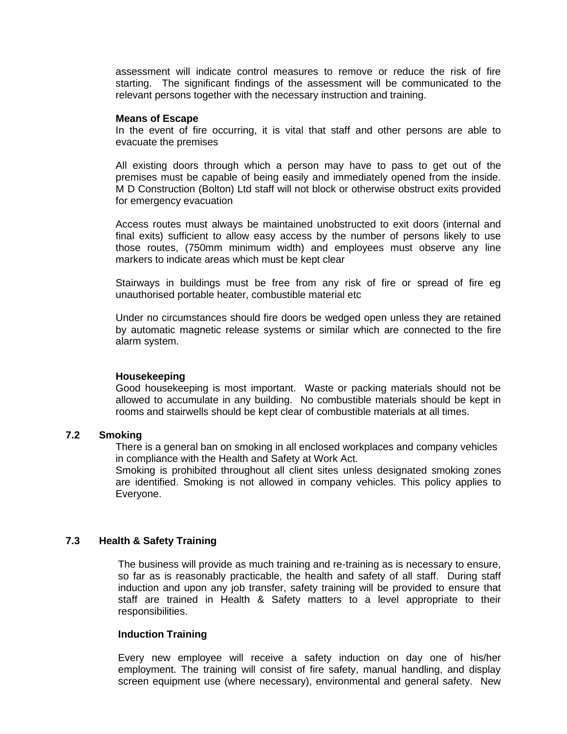assessment will indicate control measures to remove or reduce the risk of fire starting. The significant findings of the assessment will be communicated to the relevant persons together with the necessary instruction and training.

**Means of Escape**

In the event of fire occurring, it is vital that staff and other persons are able to evacuate the premises

All existing doors through which a person may have to pass to get out of the premises must be capable of being easily and immediately opened from the inside. M D Construction (Bolton) Ltd staff will not block or otherwise obstruct exits provided for emergency evacuation

Access routes must always be maintained unobstructed to exit doors (internal and final exits) sufficient to allow easy access by the number of persons likely to use those routes, (750mm minimum width) and employees must observe any line markers to indicate areas which must be kept clear

Stairways in buildings must be free from any risk of fire or spread of fire eg unauthorised portable heater, combustible material etc

Under no circumstances should fire doors be wedged open unless they are retained by automatic magnetic release systems or similar which are connected to the fire alarm system.

**Housekeeping**

Good housekeeping is most important. Waste or packing materials should not be allowed to accumulate in any building. No combustible materials should be kept in rooms and stairwells should be kept clear of combustible materials at all times.

## 7.2 Smoking

There is a general ban on smoking in all enclosed workplaces and company vehicles in compliance with the Health and Safety at Work Act.
Smoking is prohibited throughout all client sites unless designated smoking zones are identified. Smoking is not allowed in company vehicles. This policy applies to Everyone.

## 7.3 Health & Safety Training

The business will provide as much training and re-training as is necessary to ensure, so far as is reasonably practicable, the health and safety of all staff. During staff induction and upon any job transfer, safety training will be provided to ensure that staff are trained in Health & Safety matters to a level appropriate to their responsibilities.

**Induction Training**

Every new employee will receive a safety induction on day one of his/her employment. The training will consist of fire safety, manual handling, and display screen equipment use (where necessary), environmental and general safety. New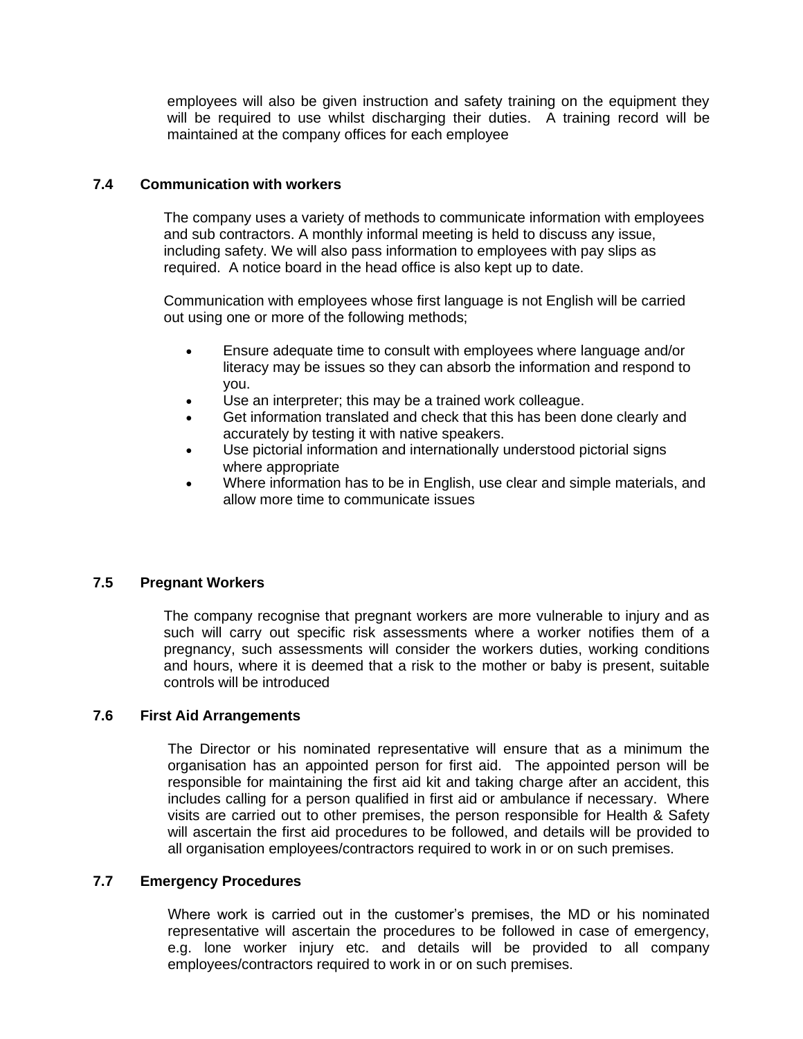employees will also be given instruction and safety training on the equipment they will be required to use whilst discharging their duties. A training record will be maintained at the company offices for each employee

### 7.4 Communication with workers

The company uses a variety of methods to communicate information with employees and sub contractors. A monthly informal meeting is held to discuss any issue, including safety. We will also pass information to employees with pay slips as required. A notice board in the head office is also kept up to date.

Communication with employees whose first language is not English will be carried out using one or more of the following methods;

- Ensure adequate time to consult with employees where language and/or literacy may be issues so they can absorb the information and respond to you.
- Use an interpreter; this may be a trained work colleague.
- Get information translated and check that this has been done clearly and accurately by testing it with native speakers.
- Use pictorial information and internationally understood pictorial signs where appropriate
- Where information has to be in English, use clear and simple materials, and allow more time to communicate issues

### 7.5 Pregnant Workers

The company recognise that pregnant workers are more vulnerable to injury and as such will carry out specific risk assessments where a worker notifies them of a pregnancy, such assessments will consider the workers duties, working conditions and hours, where it is deemed that a risk to the mother or baby is present, suitable controls will be introduced

### 7.6 First Aid Arrangements

The Director or his nominated representative will ensure that as a minimum the organisation has an appointed person for first aid. The appointed person will be responsible for maintaining the first aid kit and taking charge after an accident, this includes calling for a person qualified in first aid or ambulance if necessary. Where visits are carried out to other premises, the person responsible for Health & Safety will ascertain the first aid procedures to be followed, and details will be provided to all organisation employees/contractors required to work in or on such premises.

### 7.7 Emergency Procedures

Where work is carried out in the customer's premises, the MD or his nominated representative will ascertain the procedures to be followed in case of emergency, e.g. lone worker injury etc. and details will be provided to all company employees/contractors required to work in or on such premises.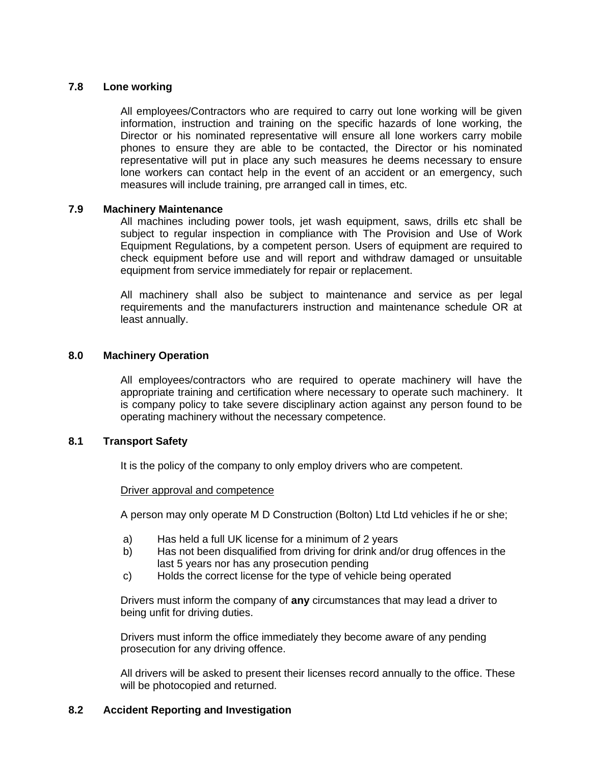## 7.8 Lone working

All employees/Contractors who are required to carry out lone working will be given information, instruction and training on the specific hazards of lone working, the Director or his nominated representative will ensure all lone workers carry mobile phones to ensure they are able to be contacted, the Director or his nominated representative will put in place any such measures he deems necessary to ensure lone workers can contact help in the event of an accident or an emergency, such measures will include training, pre arranged call in times, etc.

## 7.9 Machinery Maintenance

All machines including power tools, jet wash equipment, saws, drills etc shall be subject to regular inspection in compliance with The Provision and Use of Work Equipment Regulations, by a competent person. Users of equipment are required to check equipment before use and will report and withdraw damaged or unsuitable equipment from service immediately for repair or replacement.

All machinery shall also be subject to maintenance and service as per legal requirements and the manufacturers instruction and maintenance schedule OR at least annually.

## 8.0 Machinery Operation

All employees/contractors who are required to operate machinery will have the appropriate training and certification where necessary to operate such machinery. It is company policy to take severe disciplinary action against any person found to be operating machinery without the necessary competence.

## 8.1 Transport Safety

It is the policy of the company to only employ drivers who are competent.

<u>Driver approval and competence</u>

A person may only operate M D Construction (Bolton) Ltd Ltd vehicles if he or she;

a) Has held a full UK license for a minimum of 2 years
b) Has not been disqualified from driving for drink and/or drug offences in the last 5 years nor has any prosecution pending
c) Holds the correct license for the type of vehicle being operated

Drivers must inform the company of **any** circumstances that may lead a driver to being unfit for driving duties.

Drivers must inform the office immediately they become aware of any pending prosecution for any driving offence.

All drivers will be asked to present their licenses record annually to the office. These will be photocopied and returned.

## 8.2 Accident Reporting and Investigation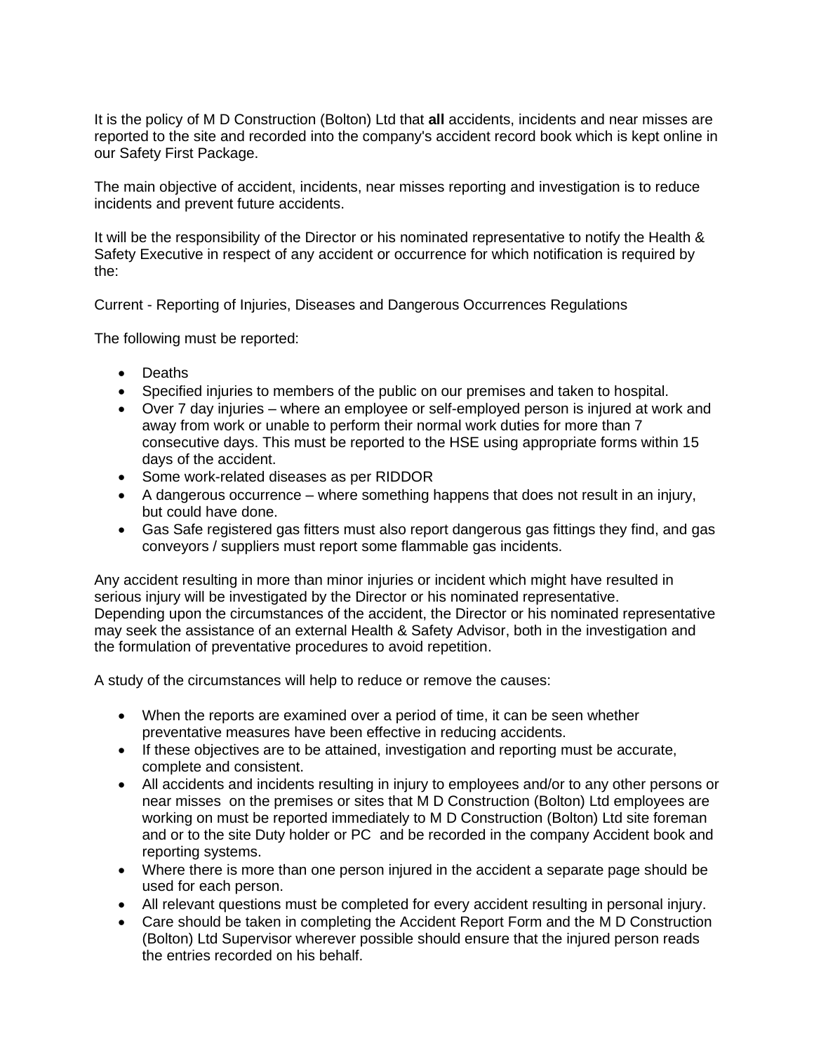It is the policy of M D Construction (Bolton) Ltd that **all** accidents, incidents and near misses are reported to the site and recorded into the company's accident record book which is kept online in our Safety First Package.

The main objective of accident, incidents, near misses reporting and investigation is to reduce incidents and prevent future accidents.

It will be the responsibility of the Director or his nominated representative to notify the Health & Safety Executive in respect of any accident or occurrence for which notification is required by the:

Current - Reporting of Injuries, Diseases and Dangerous Occurrences Regulations

The following must be reported:

- Deaths
- Specified injuries to members of the public on our premises and taken to hospital.
- Over 7 day injuries – where an employee or self-employed person is injured at work and away from work or unable to perform their normal work duties for more than 7 consecutive days. This must be reported to the HSE using appropriate forms within 15 days of the accident.
- Some work-related diseases as per RIDDOR
- A dangerous occurrence – where something happens that does not result in an injury, but could have done.
- Gas Safe registered gas fitters must also report dangerous gas fittings they find, and gas conveyors / suppliers must report some flammable gas incidents.

Any accident resulting in more than minor injuries or incident which might have resulted in serious injury will be investigated by the Director or his nominated representative.
Depending upon the circumstances of the accident, the Director or his nominated representative may seek the assistance of an external Health & Safety Advisor, both in the investigation and the formulation of preventative procedures to avoid repetition.

A study of the circumstances will help to reduce or remove the causes:

- When the reports are examined over a period of time, it can be seen whether preventative measures have been effective in reducing accidents.
- If these objectives are to be attained, investigation and reporting must be accurate, complete and consistent.
- All accidents and incidents resulting in injury to employees and/or to any other persons or near misses on the premises or sites that M D Construction (Bolton) Ltd employees are working on must be reported immediately to M D Construction (Bolton) Ltd site foreman and or to the site Duty holder or PC and be recorded in the company Accident book and reporting systems.
- Where there is more than one person injured in the accident a separate page should be used for each person.
- All relevant questions must be completed for every accident resulting in personal injury.
- Care should be taken in completing the Accident Report Form and the M D Construction (Bolton) Ltd Supervisor wherever possible should ensure that the injured person reads the entries recorded on his behalf.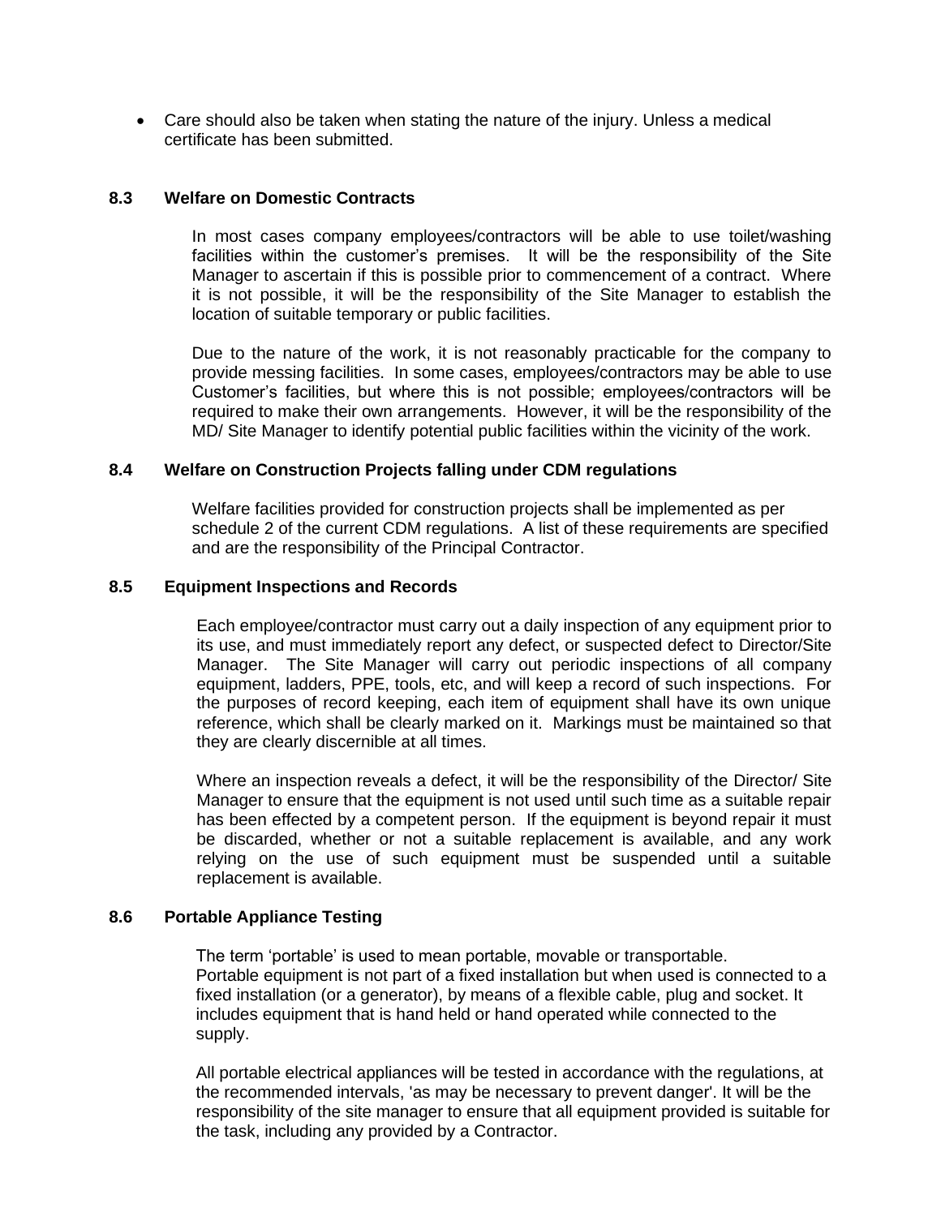- Care should also be taken when stating the nature of the injury. Unless a medical certificate has been submitted.

### 8.3 Welfare on Domestic Contracts

In most cases company employees/contractors will be able to use toilet/washing facilities within the customer's premises. It will be the responsibility of the Site Manager to ascertain if this is possible prior to commencement of a contract. Where it is not possible, it will be the responsibility of the Site Manager to establish the location of suitable temporary or public facilities.

Due to the nature of the work, it is not reasonably practicable for the company to provide messing facilities. In some cases, employees/contractors may be able to use Customer's facilities, but where this is not possible; employees/contractors will be required to make their own arrangements. However, it will be the responsibility of the MD/ Site Manager to identify potential public facilities within the vicinity of the work.

### 8.4 Welfare on Construction Projects falling under CDM regulations

Welfare facilities provided for construction projects shall be implemented as per schedule 2 of the current CDM regulations. A list of these requirements are specified and are the responsibility of the Principal Contractor.

### 8.5 Equipment Inspections and Records

Each employee/contractor must carry out a daily inspection of any equipment prior to its use, and must immediately report any defect, or suspected defect to Director/Site Manager. The Site Manager will carry out periodic inspections of all company equipment, ladders, PPE, tools, etc, and will keep a record of such inspections. For the purposes of record keeping, each item of equipment shall have its own unique reference, which shall be clearly marked on it. Markings must be maintained so that they are clearly discernible at all times.

Where an inspection reveals a defect, it will be the responsibility of the Director/ Site Manager to ensure that the equipment is not used until such time as a suitable repair has been effected by a competent person. If the equipment is beyond repair it must be discarded, whether or not a suitable replacement is available, and any work relying on the use of such equipment must be suspended until a suitable replacement is available.

### 8.6 Portable Appliance Testing

The term 'portable' is used to mean portable, movable or transportable.
Portable equipment is not part of a fixed installation but when used is connected to a fixed installation (or a generator), by means of a flexible cable, plug and socket. It includes equipment that is hand held or hand operated while connected to the supply.

All portable electrical appliances will be tested in accordance with the regulations, at the recommended intervals, 'as may be necessary to prevent danger'. It will be the responsibility of the site manager to ensure that all equipment provided is suitable for the task, including any provided by a Contractor.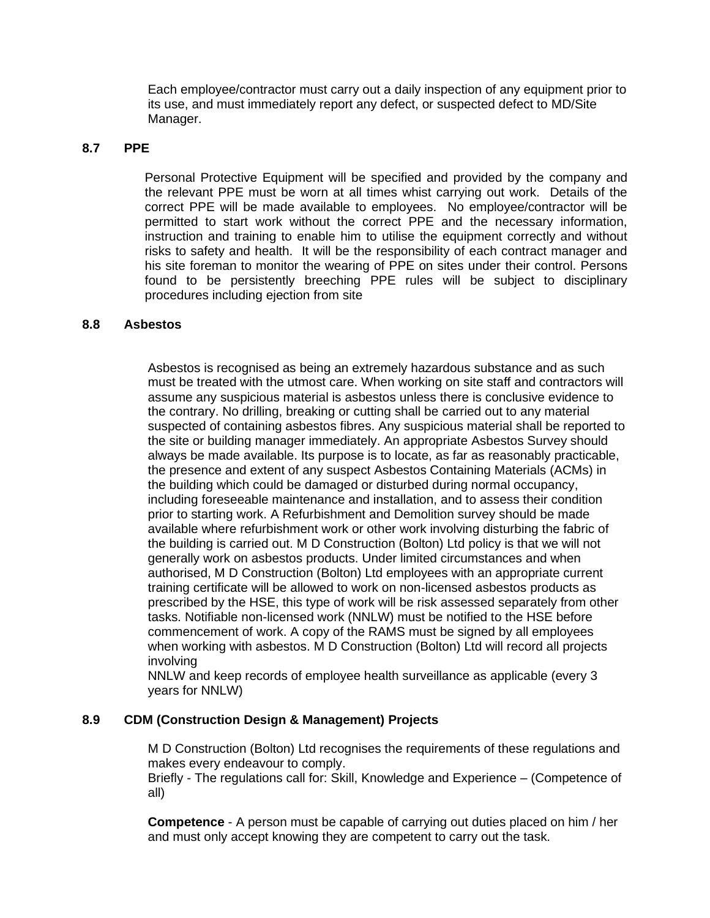Each employee/contractor must carry out a daily inspection of any equipment prior to its use, and must immediately report any defect, or suspected defect to MD/Site Manager.

## 8.7 PPE

Personal Protective Equipment will be specified and provided by the company and the relevant PPE must be worn at all times whist carrying out work. Details of the correct PPE will be made available to employees. No employee/contractor will be permitted to start work without the correct PPE and the necessary information, instruction and training to enable him to utilise the equipment correctly and without risks to safety and health. It will be the responsibility of each contract manager and his site foreman to monitor the wearing of PPE on sites under their control. Persons found to be persistently breeching PPE rules will be subject to disciplinary procedures including ejection from site

## 8.8 Asbestos

Asbestos is recognised as being an extremely hazardous substance and as such must be treated with the utmost care. When working on site staff and contractors will assume any suspicious material is asbestos unless there is conclusive evidence to the contrary. No drilling, breaking or cutting shall be carried out to any material suspected of containing asbestos fibres. Any suspicious material shall be reported to the site or building manager immediately. An appropriate Asbestos Survey should always be made available. Its purpose is to locate, as far as reasonably practicable, the presence and extent of any suspect Asbestos Containing Materials (ACMs) in the building which could be damaged or disturbed during normal occupancy, including foreseeable maintenance and installation, and to assess their condition prior to starting work. A Refurbishment and Demolition survey should be made available where refurbishment work or other work involving disturbing the fabric of the building is carried out. M D Construction (Bolton) Ltd policy is that we will not generally work on asbestos products. Under limited circumstances and when authorised, M D Construction (Bolton) Ltd employees with an appropriate current training certificate will be allowed to work on non-licensed asbestos products as prescribed by the HSE, this type of work will be risk assessed separately from other tasks. Notifiable non-licensed work (NNLW) must be notified to the HSE before commencement of work. A copy of the RAMS must be signed by all employees when working with asbestos. M D Construction (Bolton) Ltd will record all projects involving
NNLW and keep records of employee health surveillance as applicable (every 3 years for NNLW)

## 8.9 CDM (Construction Design & Management) Projects

M D Construction (Bolton) Ltd recognises the requirements of these regulations and makes every endeavour to comply.
Briefly - The regulations call for: Skill, Knowledge and Experience – (Competence of all)

**Competence** - A person must be capable of carrying out duties placed on him / her and must only accept knowing they are competent to carry out the task.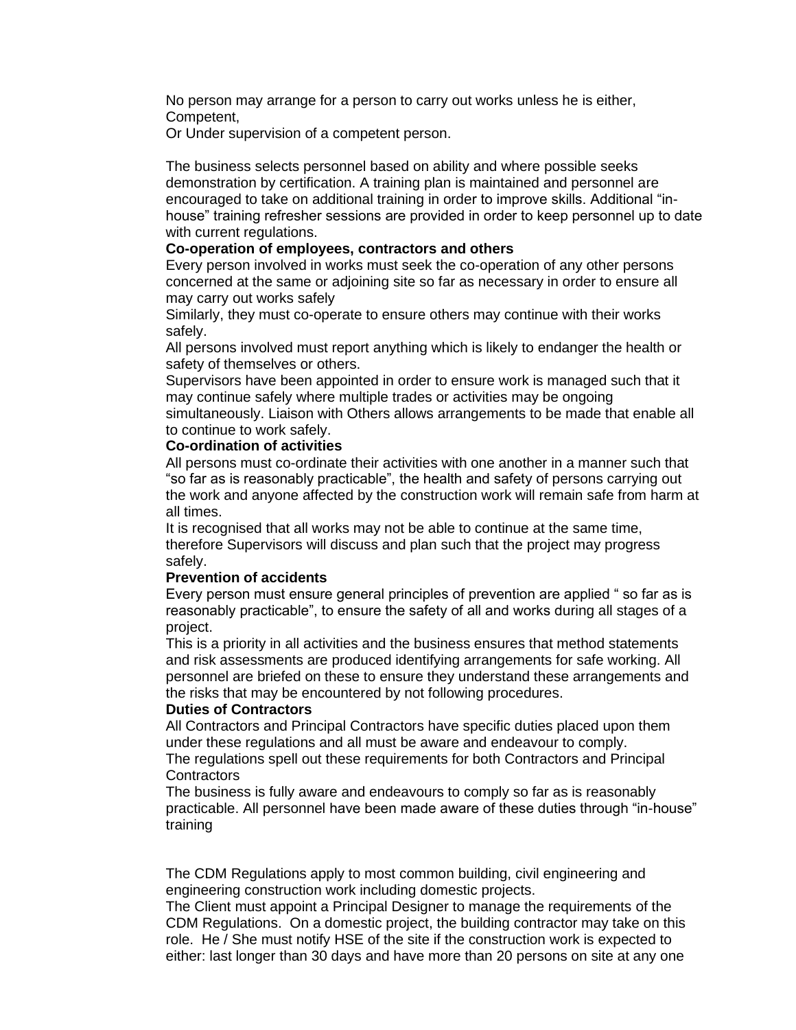No person may arrange for a person to carry out works unless he is either,
Competent,
Or Under supervision of a competent person.

The business selects personnel based on ability and where possible seeks demonstration by certification. A training plan is maintained and personnel are encouraged to take on additional training in order to improve skills. Additional “in-house” training refresher sessions are provided in order to keep personnel up to date with current regulations.

**Co-operation of employees, contractors and others**

Every person involved in works must seek the co-operation of any other persons concerned at the same or adjoining site so far as necessary in order to ensure all may carry out works safely

Similarly, they must co-operate to ensure others may continue with their works safely.

All persons involved must report anything which is likely to endanger the health or safety of themselves or others.

Supervisors have been appointed in order to ensure work is managed such that it may continue safely where multiple trades or activities may be ongoing simultaneously. Liaison with Others allows arrangements to be made that enable all to continue to work safely.

**Co-ordination of activities**

All persons must co-ordinate their activities with one another in a manner such that “so far as is reasonably practicable”, the health and safety of persons carrying out the work and anyone affected by the construction work will remain safe from harm at all times.

It is recognised that all works may not be able to continue at the same time, therefore Supervisors will discuss and plan such that the project may progress safely.

**Prevention of accidents**

Every person must ensure general principles of prevention are applied “ so far as is reasonably practicable”, to ensure the safety of all and works during all stages of a project.

This is a priority in all activities and the business ensures that method statements and risk assessments are produced identifying arrangements for safe working. All personnel are briefed on these to ensure they understand these arrangements and the risks that may be encountered by not following procedures.

**Duties of Contractors**

All Contractors and Principal Contractors have specific duties placed upon them under these regulations and all must be aware and endeavour to comply.

The regulations spell out these requirements for both Contractors and Principal Contractors

The business is fully aware and endeavours to comply so far as is reasonably practicable. All personnel have been made aware of these duties through “in-house” training

The CDM Regulations apply to most common building, civil engineering and engineering construction work including domestic projects.

The Client must appoint a Principal Designer to manage the requirements of the CDM Regulations. On a domestic project, the building contractor may take on this role. He / She must notify HSE of the site if the construction work is expected to either: last longer than 30 days and have more than 20 persons on site at any one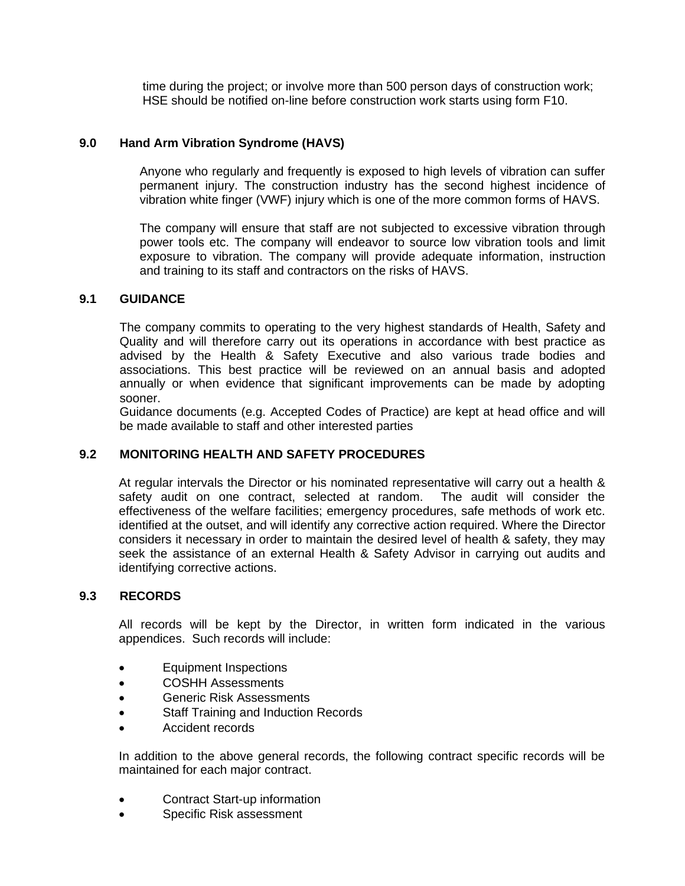time during the project; or involve more than 500 person days of construction work; HSE should be notified on-line before construction work starts using form F10.

## 9.0 Hand Arm Vibration Syndrome (HAVS)

Anyone who regularly and frequently is exposed to high levels of vibration can suffer permanent injury. The construction industry has the second highest incidence of vibration white finger (VWF) injury which is one of the more common forms of HAVS.

The company will ensure that staff are not subjected to excessive vibration through power tools etc. The company will endeavor to source low vibration tools and limit exposure to vibration. The company will provide adequate information, instruction and training to its staff and contractors on the risks of HAVS.

## 9.1 GUIDANCE

The company commits to operating to the very highest standards of Health, Safety and Quality and will therefore carry out its operations in accordance with best practice as advised by the Health & Safety Executive and also various trade bodies and associations. This best practice will be reviewed on an annual basis and adopted annually or when evidence that significant improvements can be made by adopting sooner.

Guidance documents (e.g. Accepted Codes of Practice) are kept at head office and will be made available to staff and other interested parties

## 9.2 MONITORING HEALTH AND SAFETY PROCEDURES

At regular intervals the Director or his nominated representative will carry out a health & safety audit on one contract, selected at random. The audit will consider the effectiveness of the welfare facilities; emergency procedures, safe methods of work etc. identified at the outset, and will identify any corrective action required. Where the Director considers it necessary in order to maintain the desired level of health & safety, they may seek the assistance of an external Health & Safety Advisor in carrying out audits and identifying corrective actions.

## 9.3 RECORDS

All records will be kept by the Director, in written form indicated in the various appendices. Such records will include:

- Equipment Inspections
- COSHH Assessments
- Generic Risk Assessments
- Staff Training and Induction Records
- Accident records

In addition to the above general records, the following contract specific records will be maintained for each major contract.

- Contract Start-up information
- Specific Risk assessment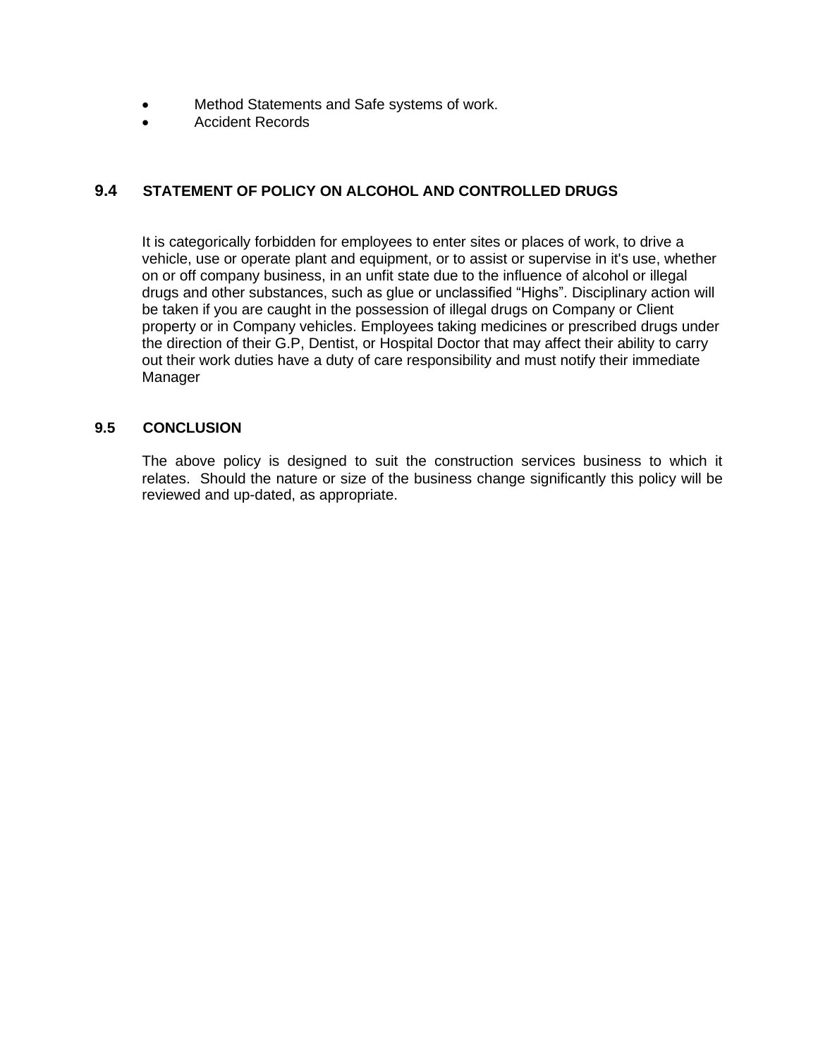- Method Statements and Safe systems of work.
- Accident Records

## 9.4 STATEMENT OF POLICY ON ALCOHOL AND CONTROLLED DRUGS

It is categorically forbidden for employees to enter sites or places of work, to drive a vehicle, use or operate plant and equipment, or to assist or supervise in it's use, whether on or off company business, in an unfit state due to the influence of alcohol or illegal drugs and other substances, such as glue or unclassified "Highs". Disciplinary action will be taken if you are caught in the possession of illegal drugs on Company or Client property or in Company vehicles. Employees taking medicines or prescribed drugs under the direction of their G.P, Dentist, or Hospital Doctor that may affect their ability to carry out their work duties have a duty of care responsibility and must notify their immediate Manager

## 9.5 CONCLUSION

The above policy is designed to suit the construction services business to which it relates. Should the nature or size of the business change significantly this policy will be reviewed and up-dated, as appropriate.